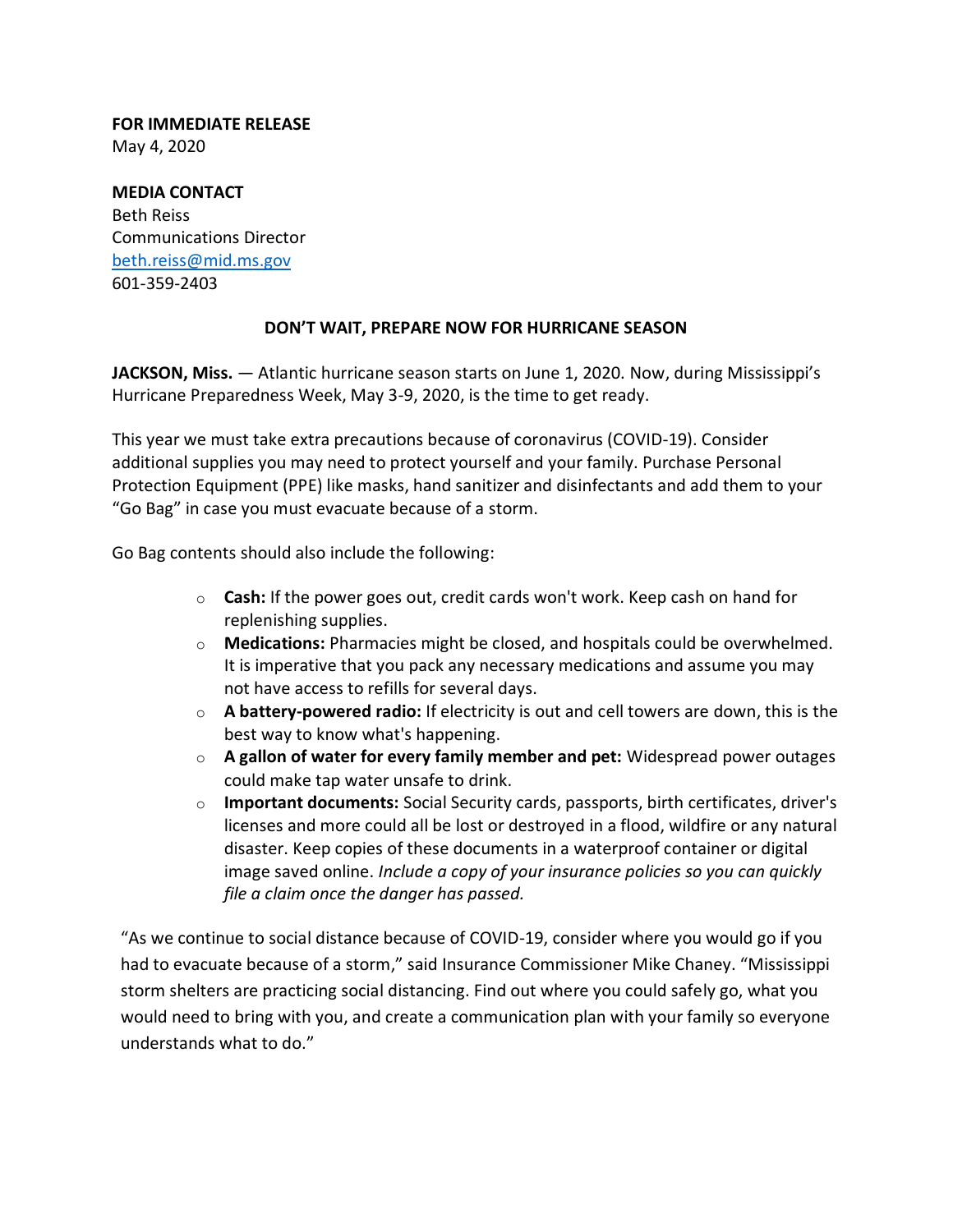**FOR IMMEDIATE RELEASE**
May 4, 2020

**MEDIA CONTACT**
Beth Reiss
Communications Director
[beth.reiss@mid.ms.gov](mailto:beth.reiss@mid.ms.gov)
601-359-2403

## DON'T WAIT, PREPARE NOW FOR HURRICANE SEASON

**JACKSON, Miss.** — Atlantic hurricane season starts on June 1, 2020. Now, during Mississippi's Hurricane Preparedness Week, May 3-9, 2020, is the time to get ready.

This year we must take extra precautions because of coronavirus (COVID-19). Consider additional supplies you may need to protect yourself and your family. Purchase Personal Protection Equipment (PPE) like masks, hand sanitizer and disinfectants and add them to your "Go Bag" in case you must evacuate because of a storm.

Go Bag contents should also include the following:

- **Cash:** If the power goes out, credit cards won't work. Keep cash on hand for replenishing supplies.
- **Medications:** Pharmacies might be closed, and hospitals could be overwhelmed. It is imperative that you pack any necessary medications and assume you may not have access to refills for several days.
- **A battery-powered radio:** If electricity is out and cell towers are down, this is the best way to know what's happening.
- **A gallon of water for every family member and pet:** Widespread power outages could make tap water unsafe to drink.
- **Important documents:** Social Security cards, passports, birth certificates, driver's licenses and more could all be lost or destroyed in a flood, wildfire or any natural disaster. Keep copies of these documents in a waterproof container or digital image saved online. *Include a copy of your insurance policies so you can quickly file a claim once the danger has passed.*

"As we continue to social distance because of COVID-19, consider where you would go if you had to evacuate because of a storm," said Insurance Commissioner Mike Chaney. "Mississippi storm shelters are practicing social distancing. Find out where you could safely go, what you would need to bring with you, and create a communication plan with your family so everyone understands what to do."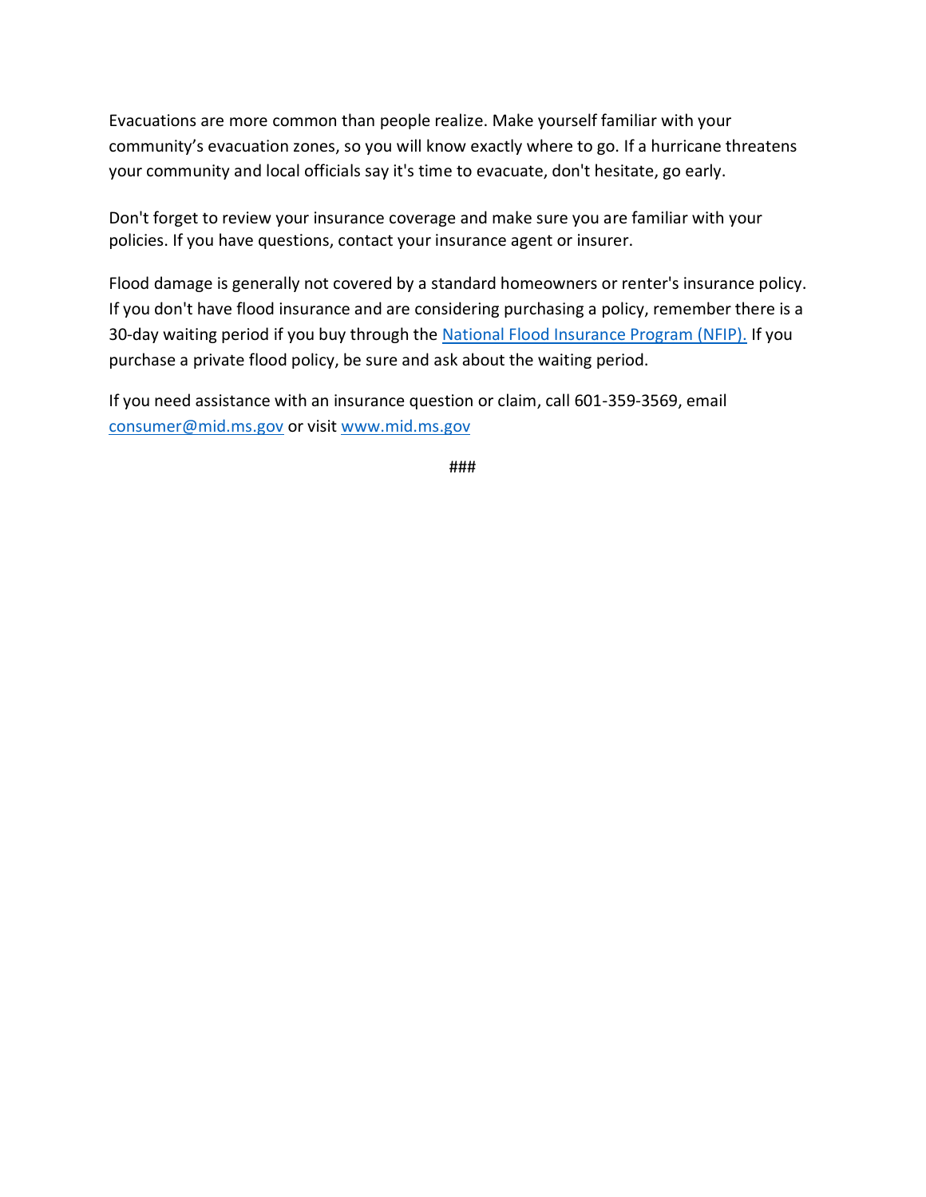Evacuations are more common than people realize. Make yourself familiar with your community's evacuation zones, so you will know exactly where to go. If a hurricane threatens your community and local officials say it's time to evacuate, don't hesitate, go early.

Don't forget to review your insurance coverage and make sure you are familiar with your policies. If you have questions, contact your insurance agent or insurer.

Flood damage is generally not covered by a standard homeowners or renter's insurance policy. If you don't have flood insurance and are considering purchasing a policy, remember there is a 30-day waiting period if you buy through the [National Flood Insurance Program (NFIP).]() If you purchase a private flood policy, be sure and ask about the waiting period.

If you need assistance with an insurance question or claim, call 601-359-3569, email [consumer@mid.ms.gov](mailto:consumer@mid.ms.gov) or visit [www.mid.ms.gov](http://www.mid.ms.gov)

###